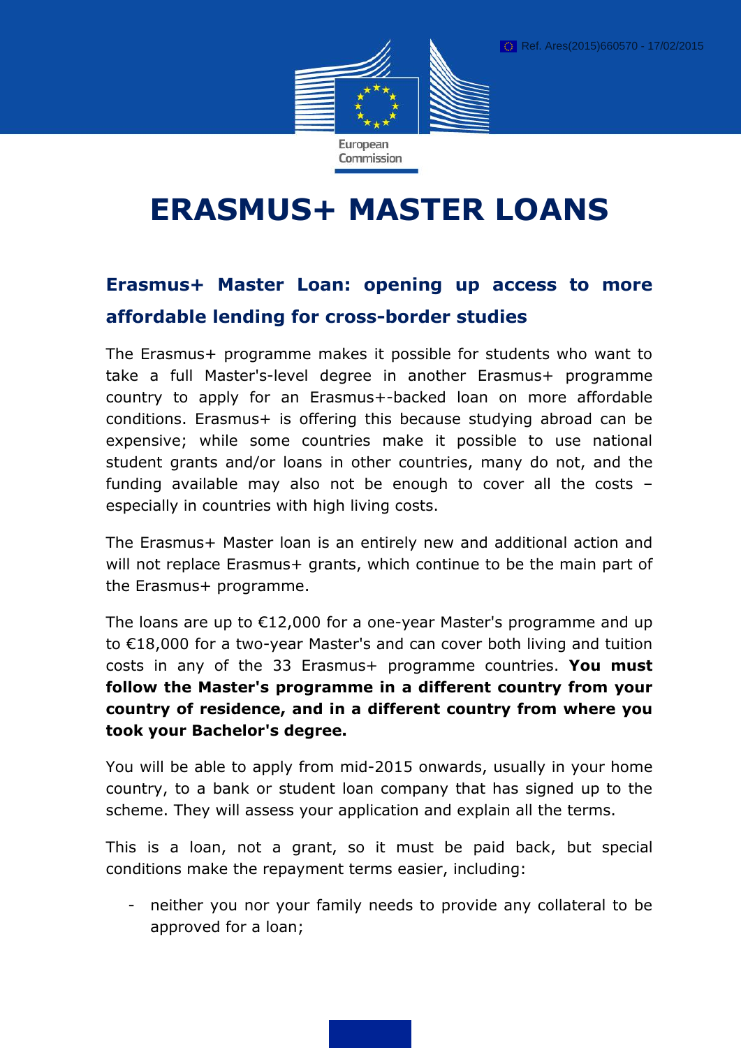Ref. Ares(2015)660570 - 17/02/2015

European Commission

# ERASMUS+ MASTER LOANS

## Erasmus+ Master Loan: opening up access to more affordable lending for cross-border studies

The Erasmus+ programme makes it possible for students who want to take a full Master's-level degree in another Erasmus+ programme country to apply for an Erasmus+-backed loan on more affordable conditions. Erasmus+ is offering this because studying abroad can be expensive; while some countries make it possible to use national student grants and/or loans in other countries, many do not, and the funding available may also not be enough to cover all the costs – especially in countries with high living costs.

The Erasmus+ Master loan is an entirely new and additional action and will not replace Erasmus+ grants, which continue to be the main part of the Erasmus+ programme.

The loans are up to €12,000 for a one-year Master's programme and up to €18,000 for a two-year Master's and can cover both living and tuition costs in any of the 33 Erasmus+ programme countries. **You must follow the Master's programme in a different country from your country of residence, and in a different country from where you took your Bachelor's degree.**

You will be able to apply from mid-2015 onwards, usually in your home country, to a bank or student loan company that has signed up to the scheme. They will assess your application and explain all the terms.

This is a loan, not a grant, so it must be paid back, but special conditions make the repayment terms easier, including:

- neither you nor your family needs to provide any collateral to be approved for a loan;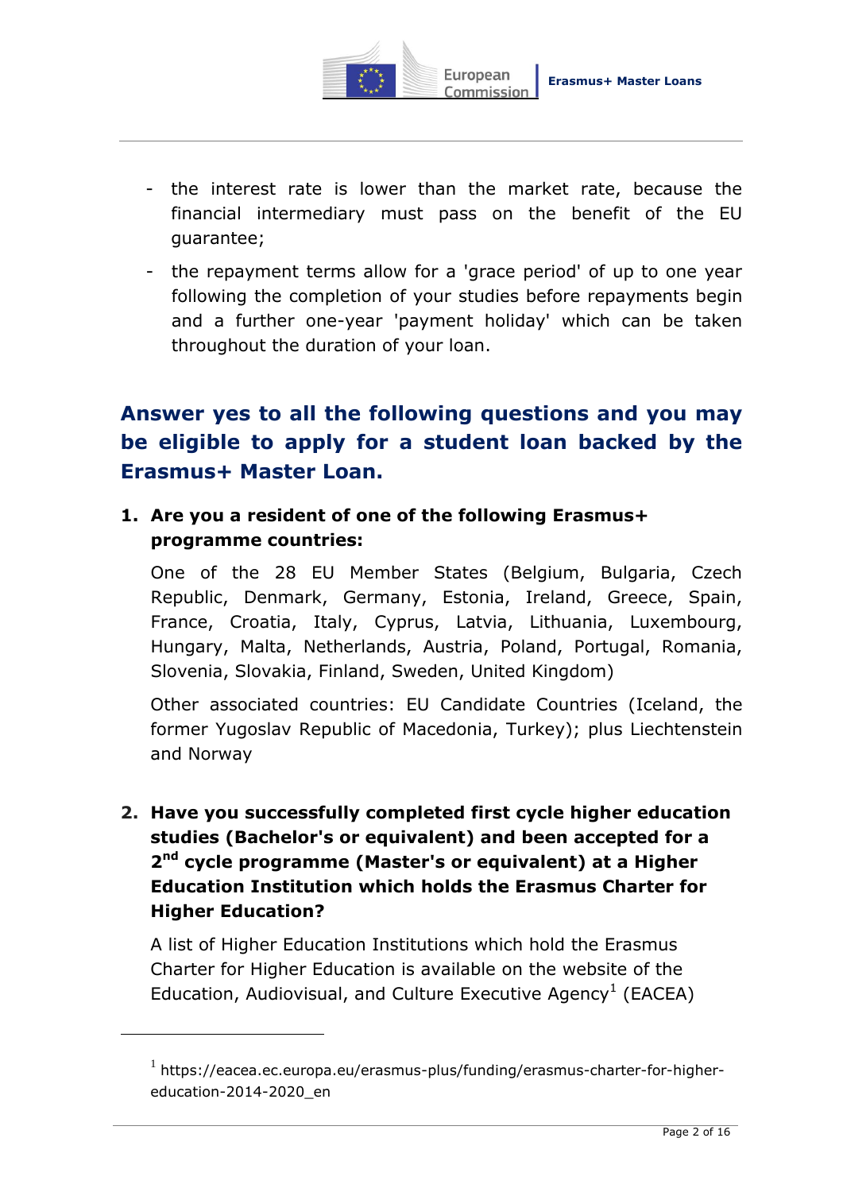- the interest rate is lower than the market rate, because the financial intermediary must pass on the benefit of the EU guarantee;
- the repayment terms allow for a 'grace period' of up to one year following the completion of your studies before repayments begin and a further one-year 'payment holiday' which can be taken throughout the duration of your loan.

## Answer yes to all the following questions and you may be eligible to apply for a student loan backed by the Erasmus+ Master Loan.

1. **Are you a resident of one of the following Erasmus+ programme countries:**

   One of the 28 EU Member States (Belgium, Bulgaria, Czech Republic, Denmark, Germany, Estonia, Ireland, Greece, Spain, France, Croatia, Italy, Cyprus, Latvia, Lithuania, Luxembourg, Hungary, Malta, Netherlands, Austria, Poland, Portugal, Romania, Slovenia, Slovakia, Finland, Sweden, United Kingdom)

   Other associated countries: EU Candidate Countries (Iceland, the former Yugoslav Republic of Macedonia, Turkey); plus Liechtenstein and Norway

2. **Have you successfully completed first cycle higher education studies (Bachelor's or equivalent) and been accepted for a 2nd cycle programme (Master's or equivalent) at a Higher Education Institution which holds the Erasmus Charter for Higher Education?**

   A list of Higher Education Institutions which hold the Erasmus Charter for Higher Education is available on the website of the Education, Audiovisual, and Culture Executive Agency[1] (EACEA)

---

[1] https://eacea.ec.europa.eu/erasmus-plus/funding/erasmus-charter-for-higher-education-2014-2020_en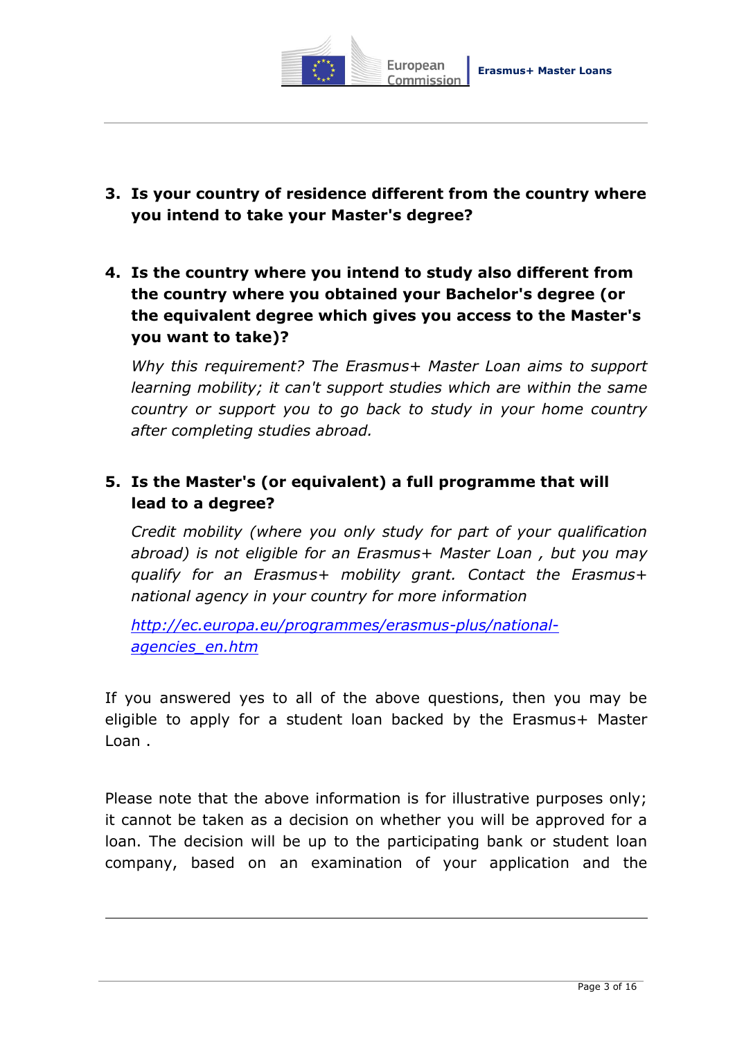3. **Is your country of residence different from the country where you intend to take your Master's degree?**

4. **Is the country where you intend to study also different from the country where you obtained your Bachelor's degree (or the equivalent degree which gives you access to the Master's you want to take)?**

   *Why this requirement? The Erasmus+ Master Loan aims to support learning mobility; it can't support studies which are within the same country or support you to go back to study in your home country after completing studies abroad.*

5. **Is the Master's (or equivalent) a full programme that will lead to a degree?**

   *Credit mobility (where you only study for part of your qualification abroad) is not eligible for an Erasmus+ Master Loan , but you may qualify for an Erasmus+ mobility grant. Contact the Erasmus+ national agency in your country for more information*

   [http://ec.europa.eu/programmes/erasmus-plus/national-agencies_en.htm](http://ec.europa.eu/programmes/erasmus-plus/national-agencies_en.htm)

If you answered yes to all of the above questions, then you may be eligible to apply for a student loan backed by the Erasmus+ Master Loan .

Please note that the above information is for illustrative purposes only; it cannot be taken as a decision on whether you will be approved for a loan. The decision will be up to the participating bank or student loan company, based on an examination of your application and the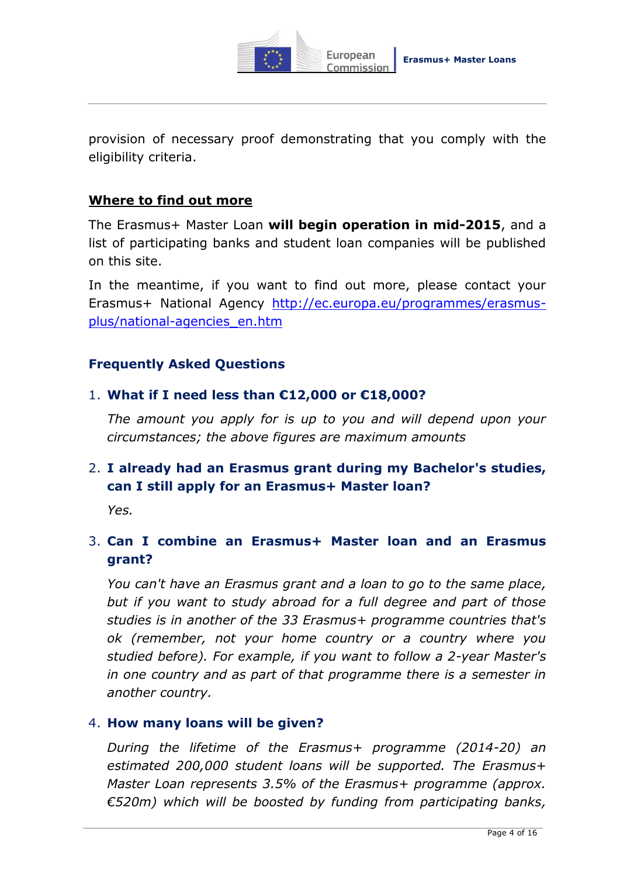provision of necessary proof demonstrating that you comply with the eligibility criteria.

## Where to find out more

The Erasmus+ Master Loan **will begin operation in mid-2015**, and a list of participating banks and student loan companies will be published on this site.

In the meantime, if you want to find out more, please contact your Erasmus+ National Agency [http://ec.europa.eu/programmes/erasmus-plus/national-agencies_en.htm](http://ec.europa.eu/programmes/erasmus-plus/national-agencies_en.htm)

## Frequently Asked Questions

1. **What if I need less than €12,000 or €18,000?**

   *The amount you apply for is up to you and will depend upon your circumstances; the above figures are maximum amounts*

2. **I already had an Erasmus grant during my Bachelor's studies, can I still apply for an Erasmus+ Master loan?**

   *Yes.*

3. **Can I combine an Erasmus+ Master loan and an Erasmus grant?**

   *You can't have an Erasmus grant and a loan to go to the same place, but if you want to study abroad for a full degree and part of those studies is in another of the 33 Erasmus+ programme countries that's ok (remember, not your home country or a country where you studied before). For example, if you want to follow a 2-year Master's in one country and as part of that programme there is a semester in another country.*

4. **How many loans will be given?**

   *During the lifetime of the Erasmus+ programme (2014-20) an estimated 200,000 student loans will be supported. The Erasmus+ Master Loan represents 3.5% of the Erasmus+ programme (approx. €520m) which will be boosted by funding from participating banks,*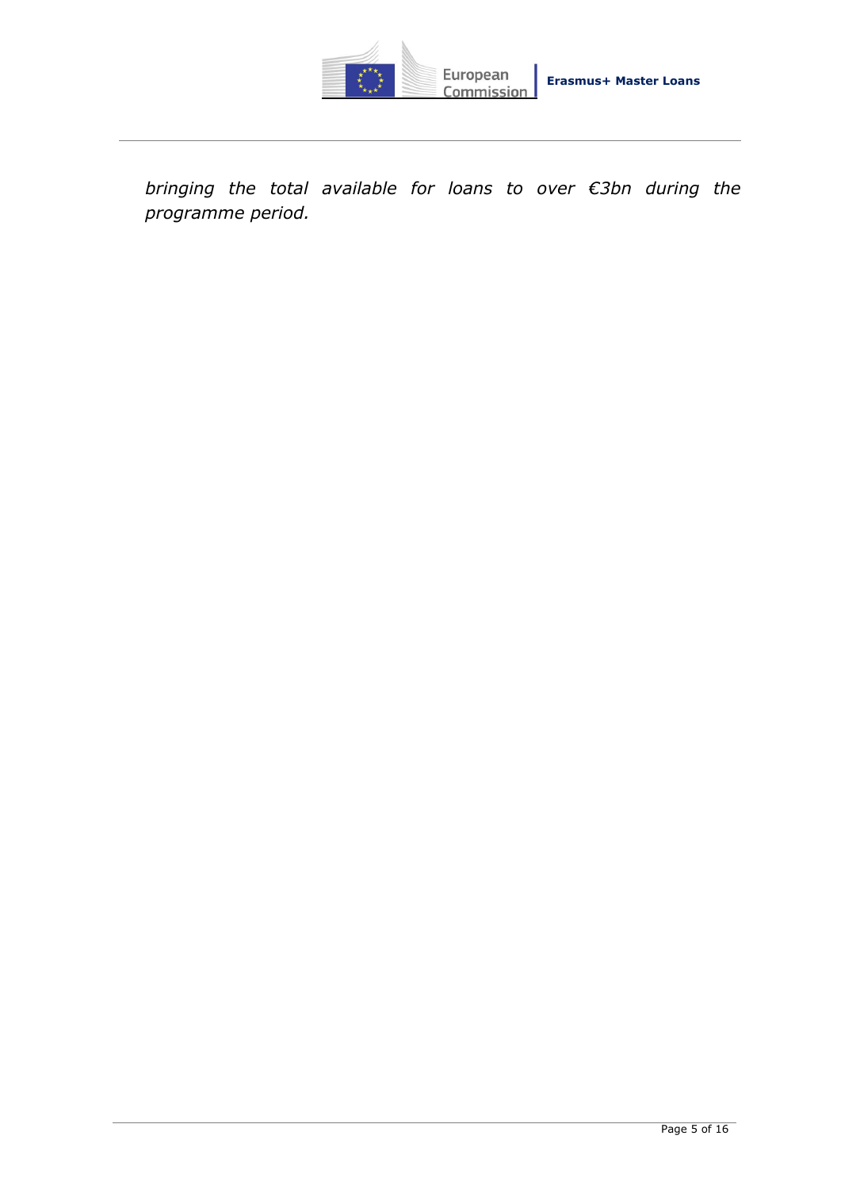*bringing the total available for loans to over €3bn during the programme period.*